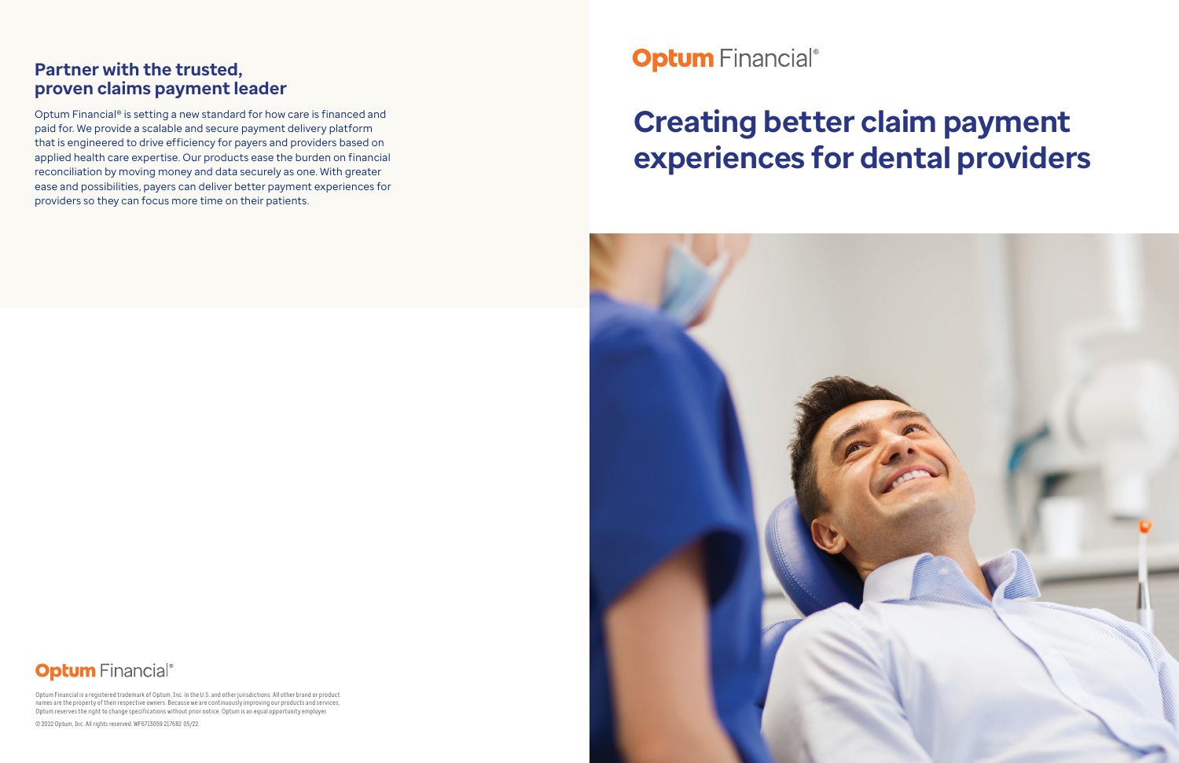## Partner with the trusted, proven claims payment leader

Optum Financial® is setting a new standard for how care is financed and paid for. We provide a scalable and secure payment delivery platform that is engineered to drive efficiency for payers and providers based on applied health care expertise. Our products ease the burden on financial reconciliation by moving money and data securely as one. With greater ease and possibilities, payers can deliver better payment experiences for providers so they can focus more time on their patients.

**Optum** Financial®

Optum Financial is a registered trademark of Optum, Inc. in the U.S. and other jurisdictions. All other brand or product names are the property of their respective owners. Because we are continuously improving our products and services, Optum reserves the right to change specifications without prior notice. Optum is an equal opportunity employer.

© 2022 Optum, Inc. All rights reserved. WF6713059 217682 05/22

**Optum** Financial®

# Creating better claim payment experiences for dental providers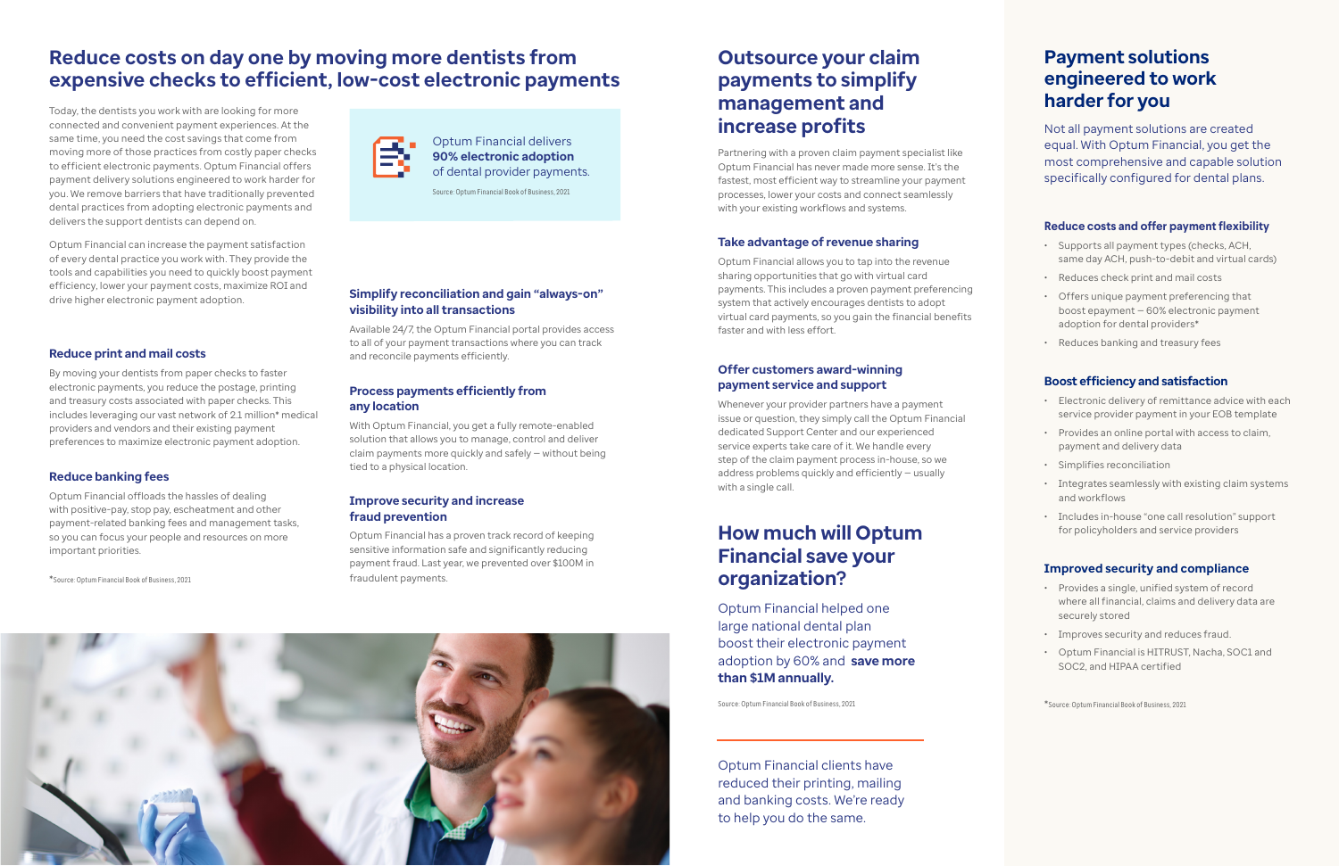## Reduce costs on day one by moving more dentists from expensive checks to efficient, low-cost electronic payments

Today, the dentists you work with are looking for more connected and convenient payment experiences. At the same time, you need the cost savings that come from moving more of those practices from costly paper checks to efficient electronic payments. Optum Financial offers payment delivery solutions engineered to work harder for you. We remove barriers that have traditionally prevented dental practices from adopting electronic payments and delivers the support dentists can depend on.

Optum Financial can increase the payment satisfaction of every dental practice you work with. They provide the tools and capabilities you need to quickly boost payment efficiency, lower your payment costs, maximize ROI and drive higher electronic payment adoption.

Optum Financial delivers **90% electronic adoption** of dental provider payments.

Source: Optum Financial Book of Business, 2021

### Reduce print and mail costs

By moving your dentists from paper checks to faster electronic payments, you reduce the postage, printing and treasury costs associated with paper checks. This includes leveraging our vast network of 2.1 million* medical providers and vendors and their existing payment preferences to maximize electronic payment adoption.

### Reduce banking fees

Optum Financial offloads the hassles of dealing with positive-pay, stop pay, escheatment and other payment-related banking fees and management tasks, so you can focus your people and resources on more important priorities.

*Source: Optum Financial Book of Business, 2021

### Simplify reconciliation and gain "always-on" visibility into all transactions

Available 24/7, the Optum Financial portal provides access to all of your payment transactions where you can track and reconcile payments efficiently.

### Process payments efficiently from any location

With Optum Financial, you get a fully remote-enabled solution that allows you to manage, control and deliver claim payments more quickly and safely — without being tied to a physical location.

### Improve security and increase fraud prevention

Optum Financial has a proven track record of keeping sensitive information safe and significantly reducing payment fraud. Last year, we prevented over $100M in fraudulent payments.

## Outsource your claim payments to simplify management and increase profits

Partnering with a proven claim payment specialist like Optum Financial has never made more sense. It's the fastest, most efficient way to streamline your payment processes, lower your costs and connect seamlessly with your existing workflows and systems.

### Take advantage of revenue sharing

Optum Financial allows you to tap into the revenue sharing opportunities that go with virtual card payments. This includes a proven payment preferencing system that actively encourages dentists to adopt virtual card payments, so you gain the financial benefits faster and with less effort.

### Offer customers award-winning payment service and support

Whenever your provider partners have a payment issue or question, they simply call the Optum Financial dedicated Support Center and our experienced service experts take care of it. We handle every step of the claim payment process in-house, so we address problems quickly and efficiently — usually with a single call.

## How much will Optum Financial save your organization?

Optum Financial helped one large national dental plan boost their electronic payment adoption by 60% and **save more than $1M annually.**

Source: Optum Financial Book of Business, 2021

Optum Financial clients have reduced their printing, mailing and banking costs. We're ready to help you do the same.

## Payment solutions engineered to work harder for you

Not all payment solutions are created equal. With Optum Financial, you get the most comprehensive and capable solution specifically configured for dental plans.

### Reduce costs and offer payment flexibility

- Supports all payment types (checks, ACH, same day ACH, push-to-debit and virtual cards)
- Reduces check print and mail costs
- Offers unique payment preferencing that boost epayment — 60% electronic payment adoption for dental providers*
- Reduces banking and treasury fees

### Boost efficiency and satisfaction

- Electronic delivery of remittance advice with each service provider payment in your EOB template
- Provides an online portal with access to claim, payment and delivery data
- Simplifies reconciliation
- Integrates seamlessly with existing claim systems and workflows
- Includes in-house "one call resolution" support for policyholders and service providers

### Improved security and compliance

- Provides a single, unified system of record where all financial, claims and delivery data are securely stored
- Improves security and reduces fraud.
- Optum Financial is HITRUST, Nacha, SOC1 and SOC2, and HIPAA certified

*Source: Optum Financial Book of Business, 2021